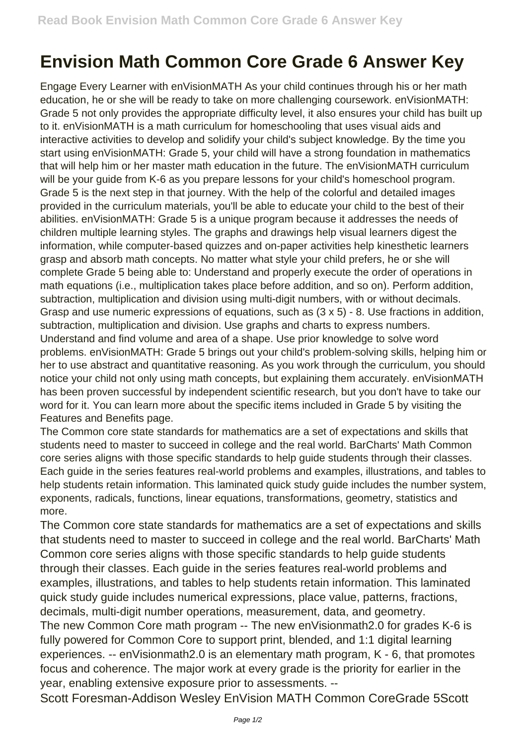# Envision Math Common Core Grade 6 Answer Key

Engage Every Learner with enVisionMATH As your child continues through his or her math education, he or she will be ready to take on more challenging coursework. enVisionMATH: Grade 5 not only provides the appropriate difficulty level, it also ensures your child has built up to it. enVisionMATH is a math curriculum for homeschooling that uses visual aids and interactive activities to develop and solidify your child's subject knowledge. By the time you start using enVisionMATH: Grade 5, your child will have a strong foundation in mathematics that will help him or her master math education in the future. The enVisionMATH curriculum will be your guide from K-6 as you prepare lessons for your child's homeschool program. Grade 5 is the next step in that journey. With the help of the colorful and detailed images provided in the curriculum materials, you'll be able to educate your child to the best of their abilities. enVisionMATH: Grade 5 is a unique program because it addresses the needs of children multiple learning styles. The graphs and drawings help visual learners digest the information, while computer-based quizzes and on-paper activities help kinesthetic learners grasp and absorb math concepts. No matter what style your child prefers, he or she will complete Grade 5 being able to: Understand and properly execute the order of operations in math equations (i.e., multiplication takes place before addition, and so on). Perform addition, subtraction, multiplication and division using multi-digit numbers, with or without decimals. Grasp and use numeric expressions of equations, such as (3 x 5) - 8. Use fractions in addition, subtraction, multiplication and division. Use graphs and charts to express numbers. Understand and find volume and area of a shape. Use prior knowledge to solve word problems. enVisionMATH: Grade 5 brings out your child's problem-solving skills, helping him or her to use abstract and quantitative reasoning. As you work through the curriculum, you should notice your child not only using math concepts, but explaining them accurately. enVisionMATH has been proven successful by independent scientific research, but you don't have to take our word for it. You can learn more about the specific items included in Grade 5 by visiting the Features and Benefits page.

The Common core state standards for mathematics are a set of expectations and skills that students need to master to succeed in college and the real world. BarCharts' Math Common core series aligns with those specific standards to help guide students through their classes. Each guide in the series features real-world problems and examples, illustrations, and tables to help students retain information. This laminated quick study guide includes the number system, exponents, radicals, functions, linear equations, transformations, geometry, statistics and more.

The Common core state standards for mathematics are a set of expectations and skills that students need to master to succeed in college and the real world. BarCharts' Math Common core series aligns with those specific standards to help guide students through their classes. Each guide in the series features real-world problems and examples, illustrations, and tables to help students retain information. This laminated quick study guide includes numerical expressions, place value, patterns, fractions, decimals, multi-digit number operations, measurement, data, and geometry.

The new Common Core math program -- The new enVisionmath2.0 for grades K-6 is fully powered for Common Core to support print, blended, and 1:1 digital learning experiences. -- enVisionmath2.0 is an elementary math program, K - 6, that promotes focus and coherence. The major work at every grade is the priority for earlier in the year, enabling extensive exposure prior to assessments. --

Scott Foresman-Addison Wesley EnVision MATH Common CoreGrade 5Scott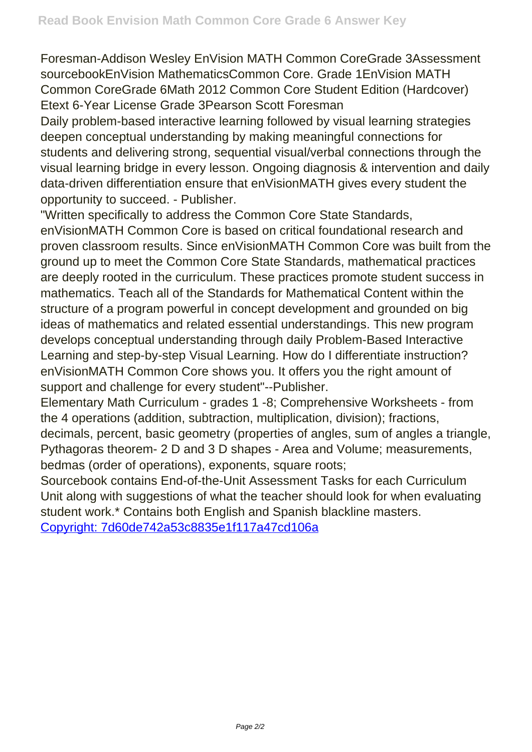Foresman-Addison Wesley EnVision MATH Common CoreGrade 3Assessment sourcebookEnVision MathematicsCommon Core. Grade 1EnVision MATH Common CoreGrade 6Math 2012 Common Core Student Edition (Hardcover) Etext 6-Year License Grade 3Pearson Scott Foresman

Daily problem-based interactive learning followed by visual learning strategies deepen conceptual understanding by making meaningful connections for students and delivering strong, sequential visual/verbal connections through the visual learning bridge in every lesson. Ongoing diagnosis & intervention and daily data-driven differentiation ensure that enVisionMATH gives every student the opportunity to succeed. - Publisher.

"Written specifically to address the Common Core State Standards, enVisionMATH Common Core is based on critical foundational research and proven classroom results. Since enVisionMATH Common Core was built from the ground up to meet the Common Core State Standards, mathematical practices are deeply rooted in the curriculum. These practices promote student success in mathematics. Teach all of the Standards for Mathematical Content within the structure of a program powerful in concept development and grounded on big ideas of mathematics and related essential understandings. This new program develops conceptual understanding through daily Problem-Based Interactive Learning and step-by-step Visual Learning. How do I differentiate instruction? enVisionMATH Common Core shows you. It offers you the right amount of support and challenge for every student"--Publisher.

Elementary Math Curriculum - grades 1 -8; Comprehensive Worksheets - from the 4 operations (addition, subtraction, multiplication, division); fractions, decimals, percent, basic geometry (properties of angles, sum of angles a triangle, Pythagoras theorem- 2 D and 3 D shapes - Area and Volume; measurements, bedmas (order of operations), exponents, square roots;

Sourcebook contains End-of-the-Unit Assessment Tasks for each Curriculum Unit along with suggestions of what the teacher should look for when evaluating student work.* Contains both English and Spanish blackline masters.

Copyright: 7d60de742a53c8835e1f117a47cd106a